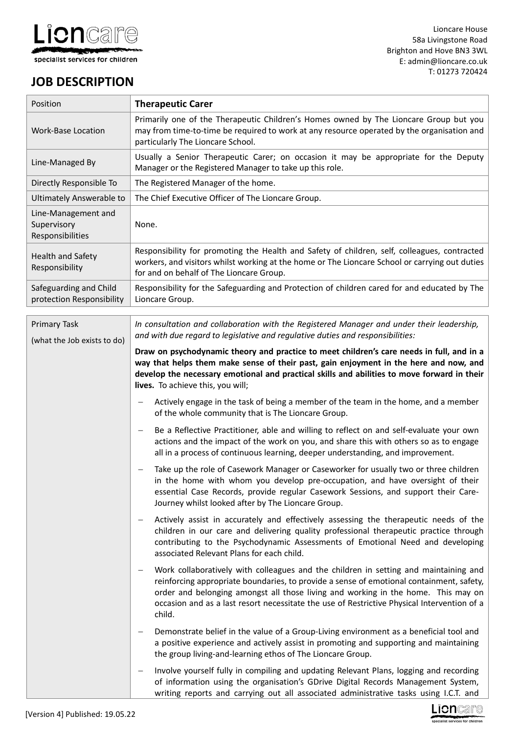Lioncare

specialist services for children

Lioncare House
58a Livingstone Road
Brighton and Hove BN3 3WL
E: admin@lioncare.co.uk
T: 01273 720424

# JOB DESCRIPTION

| Position | **Therapeutic Carer** |
|---|---|
| Work-Base Location | Primarily one of the Therapeutic Children's Homes owned by The Lioncare Group but you may from time-to-time be required to work at any resource operated by the organisation and particularly The Lioncare School. |
| Line-Managed By | Usually a Senior Therapeutic Carer; on occasion it may be appropriate for the Deputy Manager or the Registered Manager to take up this role. |
| Directly Responsible To | The Registered Manager of the home. |
| Ultimately Answerable to | The Chief Executive Officer of The Lioncare Group. |
| Line-Management and Supervisory Responsibilities | None. |
| Health and Safety Responsibility | Responsibility for promoting the Health and Safety of children, self, colleagues, contracted workers, and visitors whilst working at the home or The Lioncare School or carrying out duties for and on behalf of The Lioncare Group. |
| Safeguarding and Child protection Responsibility | Responsibility for the Safeguarding and Protection of children cared for and educated by The Lioncare Group. |

| Primary Task (what the Job exists to do) | *In consultation and collaboration with the Registered Manager and under their leadership, and with due regard to legislative and regulative duties and responsibilities:* **Draw on psychodynamic theory and practice to meet children's care needs in full, and in a way that helps them make sense of their past, gain enjoyment in the here and now, and develop the necessary emotional and practical skills and abilities to move forward in their lives.** To achieve this, you will; <br> – Actively engage in the task of being a member of the team in the home, and a member of the whole community that is The Lioncare Group. <br> – Be a Reflective Practitioner, able and willing to reflect on and self-evaluate your own actions and the impact of the work on you, and share this with others so as to engage all in a process of continuous learning, deeper understanding, and improvement. <br> – Take up the role of Casework Manager or Caseworker for usually two or three children in the home with whom you develop pre-occupation, and have oversight of their essential Case Records, provide regular Casework Sessions, and support their Care-Journey whilst looked after by The Lioncare Group. <br> – Actively assist in accurately and effectively assessing the therapeutic needs of the children in our care and delivering quality professional therapeutic practice through contributing to the Psychodynamic Assessments of Emotional Need and developing associated Relevant Plans for each child. <br> – Work collaboratively with colleagues and the children in setting and maintaining and reinforcing appropriate boundaries, to provide a sense of emotional containment, safety, order and belonging amongst all those living and working in the home. This may on occasion and as a last resort necessitate the use of Restrictive Physical Intervention of a child. <br> – Demonstrate belief in the value of a Group-Living environment as a beneficial tool and a positive experience and actively assist in promoting and supporting and maintaining the group living-and-learning ethos of The Lioncare Group. <br> – Involve yourself fully in compiling and updating Relevant Plans, logging and recording of information using the organisation's GDrive Digital Records Management System, writing reports and carrying out all associated administrative tasks using I.C.T. and |
|---|---|

[Version 4] Published: 19.05.22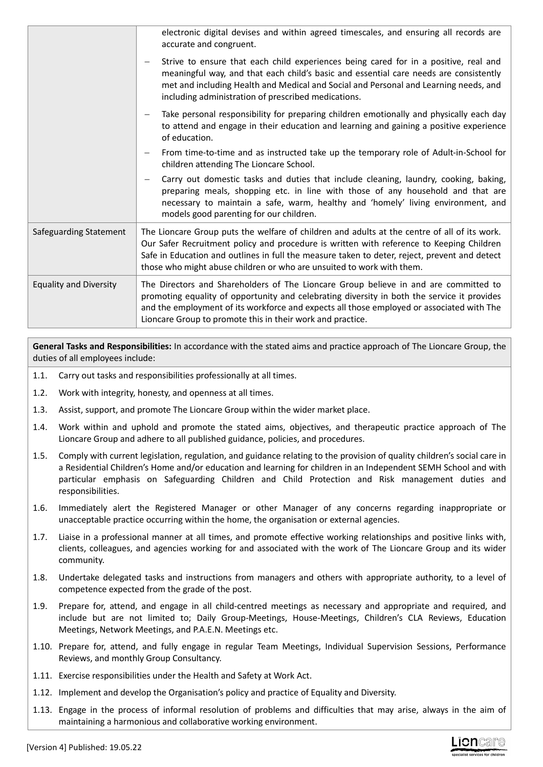| | |
|---|---|
| | electronic digital devises and within agreed timescales, and ensuring all records are accurate and congruent.<br>– Strive to ensure that each child experiences being cared for in a positive, real and meaningful way, and that each child's basic and essential care needs are consistently met and including Health and Medical and Social and Personal and Learning needs, and including administration of prescribed medications.<br>– Take personal responsibility for preparing children emotionally and physically each day to attend and engage in their education and learning and gaining a positive experience of education.<br>– From time-to-time and as instructed take up the temporary role of Adult-in-School for children attending The Lioncare School.<br>– Carry out domestic tasks and duties that include cleaning, laundry, cooking, baking, preparing meals, shopping etc. in line with those of any household and that are necessary to maintain a safe, warm, healthy and 'homely' living environment, and models good parenting for our children. |
| Safeguarding Statement | The Lioncare Group puts the welfare of children and adults at the centre of all of its work. Our Safer Recruitment policy and procedure is written with reference to Keeping Children Safe in Education and outlines in full the measure taken to deter, reject, prevent and detect those who might abuse children or who are unsuited to work with them. |
| Equality and Diversity | The Directors and Shareholders of The Lioncare Group believe in and are committed to promoting equality of opportunity and celebrating diversity in both the service it provides and the employment of its workforce and expects all those employed or associated with The Lioncare Group to promote this in their work and practice. |

**General Tasks and Responsibilities:** In accordance with the stated aims and practice approach of The Lioncare Group, the duties of all employees include:

1.1. Carry out tasks and responsibilities professionally at all times.

1.2. Work with integrity, honesty, and openness at all times.

1.3. Assist, support, and promote The Lioncare Group within the wider market place.

1.4. Work within and uphold and promote the stated aims, objectives, and therapeutic practice approach of The Lioncare Group and adhere to all published guidance, policies, and procedures.

1.5. Comply with current legislation, regulation, and guidance relating to the provision of quality children's social care in a Residential Children's Home and/or education and learning for children in an Independent SEMH School and with particular emphasis on Safeguarding Children and Child Protection and Risk management duties and responsibilities.

1.6. Immediately alert the Registered Manager or other Manager of any concerns regarding inappropriate or unacceptable practice occurring within the home, the organisation or external agencies.

1.7. Liaise in a professional manner at all times, and promote effective working relationships and positive links with, clients, colleagues, and agencies working for and associated with the work of The Lioncare Group and its wider community.

1.8. Undertake delegated tasks and instructions from managers and others with appropriate authority, to a level of competence expected from the grade of the post.

1.9. Prepare for, attend, and engage in all child-centred meetings as necessary and appropriate and required, and include but are not limited to; Daily Group-Meetings, House-Meetings, Children's CLA Reviews, Education Meetings, Network Meetings, and P.A.E.N. Meetings etc.

1.10. Prepare for, attend, and fully engage in regular Team Meetings, Individual Supervision Sessions, Performance Reviews, and monthly Group Consultancy.

1.11. Exercise responsibilities under the Health and Safety at Work Act.

1.12. Implement and develop the Organisation's policy and practice of Equality and Diversity.

1.13. Engage in the process of informal resolution of problems and difficulties that may arise, always in the aim of maintaining a harmonious and collaborative working environment.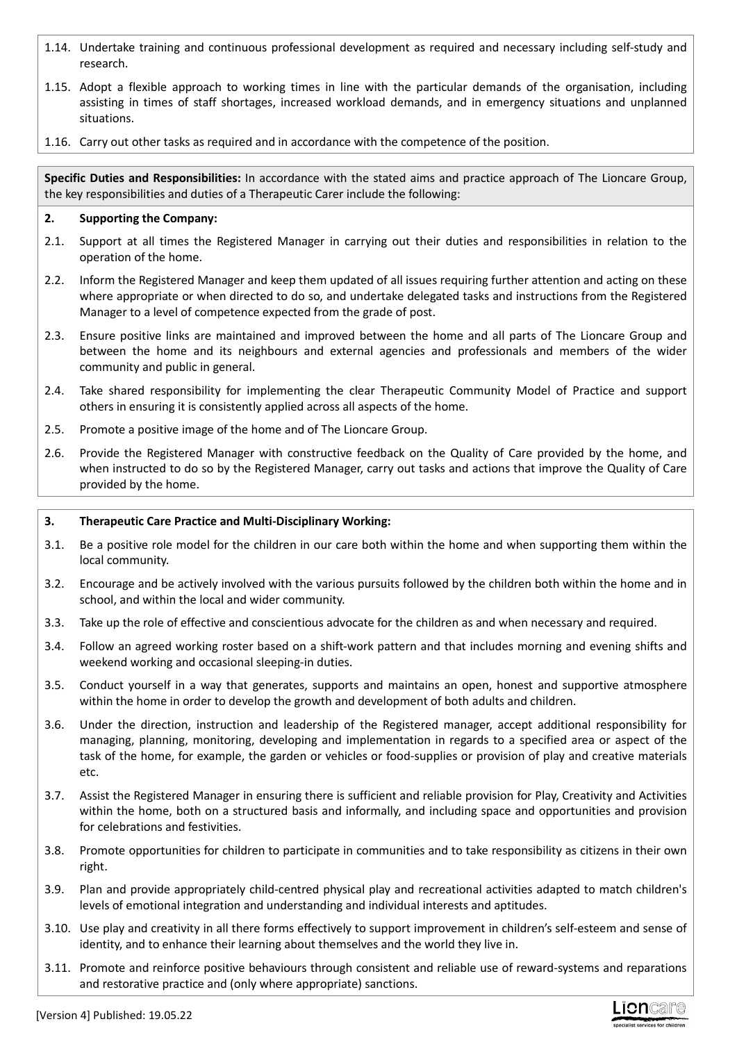1.14. Undertake training and continuous professional development as required and necessary including self-study and research.

1.15. Adopt a flexible approach to working times in line with the particular demands of the organisation, including assisting in times of staff shortages, increased workload demands, and in emergency situations and unplanned situations.

1.16. Carry out other tasks as required and in accordance with the competence of the position.

**Specific Duties and Responsibilities:** In accordance with the stated aims and practice approach of The Lioncare Group, the key responsibilities and duties of a Therapeutic Carer include the following:

**2. Supporting the Company:**

2.1. Support at all times the Registered Manager in carrying out their duties and responsibilities in relation to the operation of the home.

2.2. Inform the Registered Manager and keep them updated of all issues requiring further attention and acting on these where appropriate or when directed to do so, and undertake delegated tasks and instructions from the Registered Manager to a level of competence expected from the grade of post.

2.3. Ensure positive links are maintained and improved between the home and all parts of The Lioncare Group and between the home and its neighbours and external agencies and professionals and members of the wider community and public in general.

2.4. Take shared responsibility for implementing the clear Therapeutic Community Model of Practice and support others in ensuring it is consistently applied across all aspects of the home.

2.5. Promote a positive image of the home and of The Lioncare Group.

2.6. Provide the Registered Manager with constructive feedback on the Quality of Care provided by the home, and when instructed to do so by the Registered Manager, carry out tasks and actions that improve the Quality of Care provided by the home.

**3. Therapeutic Care Practice and Multi-Disciplinary Working:**

3.1. Be a positive role model for the children in our care both within the home and when supporting them within the local community.

3.2. Encourage and be actively involved with the various pursuits followed by the children both within the home and in school, and within the local and wider community.

3.3. Take up the role of effective and conscientious advocate for the children as and when necessary and required.

3.4. Follow an agreed working roster based on a shift-work pattern and that includes morning and evening shifts and weekend working and occasional sleeping-in duties.

3.5. Conduct yourself in a way that generates, supports and maintains an open, honest and supportive atmosphere within the home in order to develop the growth and development of both adults and children.

3.6. Under the direction, instruction and leadership of the Registered manager, accept additional responsibility for managing, planning, monitoring, developing and implementation in regards to a specified area or aspect of the task of the home, for example, the garden or vehicles or food-supplies or provision of play and creative materials etc.

3.7. Assist the Registered Manager in ensuring there is sufficient and reliable provision for Play, Creativity and Activities within the home, both on a structured basis and informally, and including space and opportunities and provision for celebrations and festivities.

3.8. Promote opportunities for children to participate in communities and to take responsibility as citizens in their own right.

3.9. Plan and provide appropriately child-centred physical play and recreational activities adapted to match children's levels of emotional integration and understanding and individual interests and aptitudes.

3.10. Use play and creativity in all there forms effectively to support improvement in children's self-esteem and sense of identity, and to enhance their learning about themselves and the world they live in.

3.11. Promote and reinforce positive behaviours through consistent and reliable use of reward-systems and reparations and restorative practice and (only where appropriate) sanctions.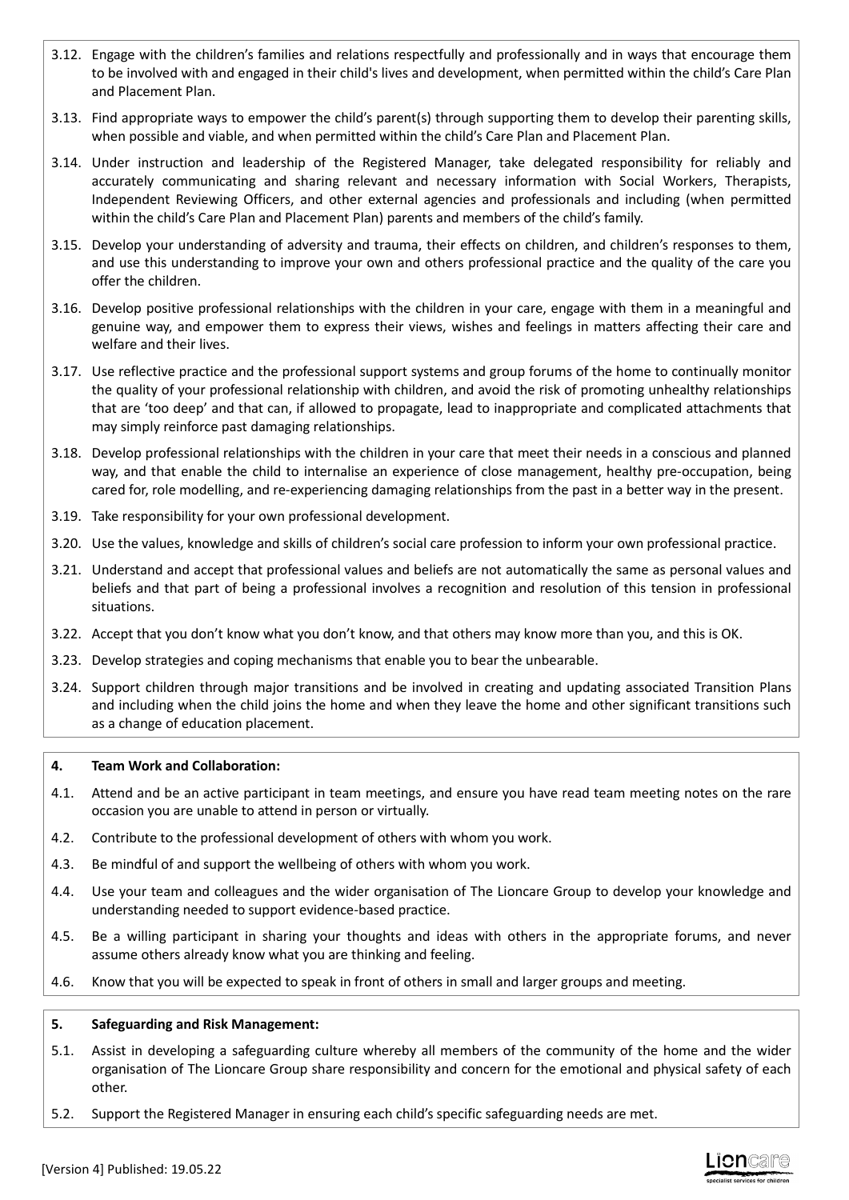3.12. Engage with the children's families and relations respectfully and professionally and in ways that encourage them to be involved with and engaged in their child's lives and development, when permitted within the child's Care Plan and Placement Plan.

3.13. Find appropriate ways to empower the child's parent(s) through supporting them to develop their parenting skills, when possible and viable, and when permitted within the child's Care Plan and Placement Plan.

3.14. Under instruction and leadership of the Registered Manager, take delegated responsibility for reliably and accurately communicating and sharing relevant and necessary information with Social Workers, Therapists, Independent Reviewing Officers, and other external agencies and professionals and including (when permitted within the child's Care Plan and Placement Plan) parents and members of the child's family.

3.15. Develop your understanding of adversity and trauma, their effects on children, and children's responses to them, and use this understanding to improve your own and others professional practice and the quality of the care you offer the children.

3.16. Develop positive professional relationships with the children in your care, engage with them in a meaningful and genuine way, and empower them to express their views, wishes and feelings in matters affecting their care and welfare and their lives.

3.17. Use reflective practice and the professional support systems and group forums of the home to continually monitor the quality of your professional relationship with children, and avoid the risk of promoting unhealthy relationships that are 'too deep' and that can, if allowed to propagate, lead to inappropriate and complicated attachments that may simply reinforce past damaging relationships.

3.18. Develop professional relationships with the children in your care that meet their needs in a conscious and planned way, and that enable the child to internalise an experience of close management, healthy pre-occupation, being cared for, role modelling, and re-experiencing damaging relationships from the past in a better way in the present.

3.19. Take responsibility for your own professional development.

3.20. Use the values, knowledge and skills of children's social care profession to inform your own professional practice.

3.21. Understand and accept that professional values and beliefs are not automatically the same as personal values and beliefs and that part of being a professional involves a recognition and resolution of this tension in professional situations.

3.22. Accept that you don't know what you don't know, and that others may know more than you, and this is OK.

3.23. Develop strategies and coping mechanisms that enable you to bear the unbearable.

3.24. Support children through major transitions and be involved in creating and updating associated Transition Plans and including when the child joins the home and when they leave the home and other significant transitions such as a change of education placement.

**4. Team Work and Collaboration:**

4.1. Attend and be an active participant in team meetings, and ensure you have read team meeting notes on the rare occasion you are unable to attend in person or virtually.

4.2. Contribute to the professional development of others with whom you work.

4.3. Be mindful of and support the wellbeing of others with whom you work.

4.4. Use your team and colleagues and the wider organisation of The Lioncare Group to develop your knowledge and understanding needed to support evidence-based practice.

4.5. Be a willing participant in sharing your thoughts and ideas with others in the appropriate forums, and never assume others already know what you are thinking and feeling.

4.6. Know that you will be expected to speak in front of others in small and larger groups and meeting.

**5. Safeguarding and Risk Management:**

5.1. Assist in developing a safeguarding culture whereby all members of the community of the home and the wider organisation of The Lioncare Group share responsibility and concern for the emotional and physical safety of each other.

5.2. Support the Registered Manager in ensuring each child's specific safeguarding needs are met.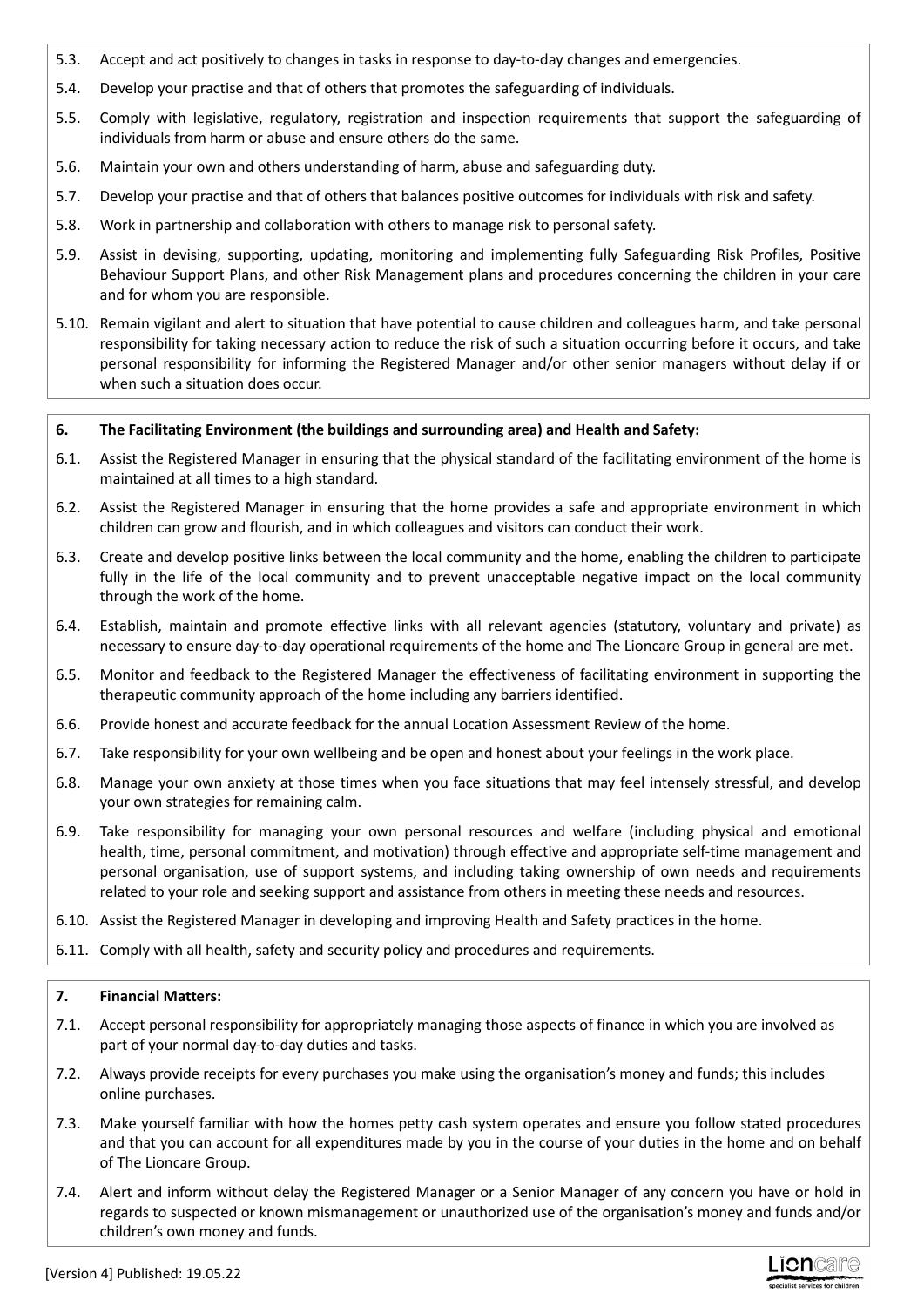5.3. Accept and act positively to changes in tasks in response to day-to-day changes and emergencies.

5.4. Develop your practise and that of others that promotes the safeguarding of individuals.

5.5. Comply with legislative, regulatory, registration and inspection requirements that support the safeguarding of individuals from harm or abuse and ensure others do the same.

5.6. Maintain your own and others understanding of harm, abuse and safeguarding duty.

5.7. Develop your practise and that of others that balances positive outcomes for individuals with risk and safety.

5.8. Work in partnership and collaboration with others to manage risk to personal safety.

5.9. Assist in devising, supporting, updating, monitoring and implementing fully Safeguarding Risk Profiles, Positive Behaviour Support Plans, and other Risk Management plans and procedures concerning the children in your care and for whom you are responsible.

5.10. Remain vigilant and alert to situation that have potential to cause children and colleagues harm, and take personal responsibility for taking necessary action to reduce the risk of such a situation occurring before it occurs, and take personal responsibility for informing the Registered Manager and/or other senior managers without delay if or when such a situation does occur.

**6. The Facilitating Environment (the buildings and surrounding area) and Health and Safety:**

6.1. Assist the Registered Manager in ensuring that the physical standard of the facilitating environment of the home is maintained at all times to a high standard.

6.2. Assist the Registered Manager in ensuring that the home provides a safe and appropriate environment in which children can grow and flourish, and in which colleagues and visitors can conduct their work.

6.3. Create and develop positive links between the local community and the home, enabling the children to participate fully in the life of the local community and to prevent unacceptable negative impact on the local community through the work of the home.

6.4. Establish, maintain and promote effective links with all relevant agencies (statutory, voluntary and private) as necessary to ensure day-to-day operational requirements of the home and The Lioncare Group in general are met.

6.5. Monitor and feedback to the Registered Manager the effectiveness of facilitating environment in supporting the therapeutic community approach of the home including any barriers identified.

6.6. Provide honest and accurate feedback for the annual Location Assessment Review of the home.

6.7. Take responsibility for your own wellbeing and be open and honest about your feelings in the work place.

6.8. Manage your own anxiety at those times when you face situations that may feel intensely stressful, and develop your own strategies for remaining calm.

6.9. Take responsibility for managing your own personal resources and welfare (including physical and emotional health, time, personal commitment, and motivation) through effective and appropriate self-time management and personal organisation, use of support systems, and including taking ownership of own needs and requirements related to your role and seeking support and assistance from others in meeting these needs and resources.

6.10. Assist the Registered Manager in developing and improving Health and Safety practices in the home.

6.11. Comply with all health, safety and security policy and procedures and requirements.

**7. Financial Matters:**

7.1. Accept personal responsibility for appropriately managing those aspects of finance in which you are involved as part of your normal day-to-day duties and tasks.

7.2. Always provide receipts for every purchases you make using the organisation's money and funds; this includes online purchases.

7.3. Make yourself familiar with how the homes petty cash system operates and ensure you follow stated procedures and that you can account for all expenditures made by you in the course of your duties in the home and on behalf of The Lioncare Group.

7.4. Alert and inform without delay the Registered Manager or a Senior Manager of any concern you have or hold in regards to suspected or known mismanagement or unauthorized use of the organisation's money and funds and/or children's own money and funds.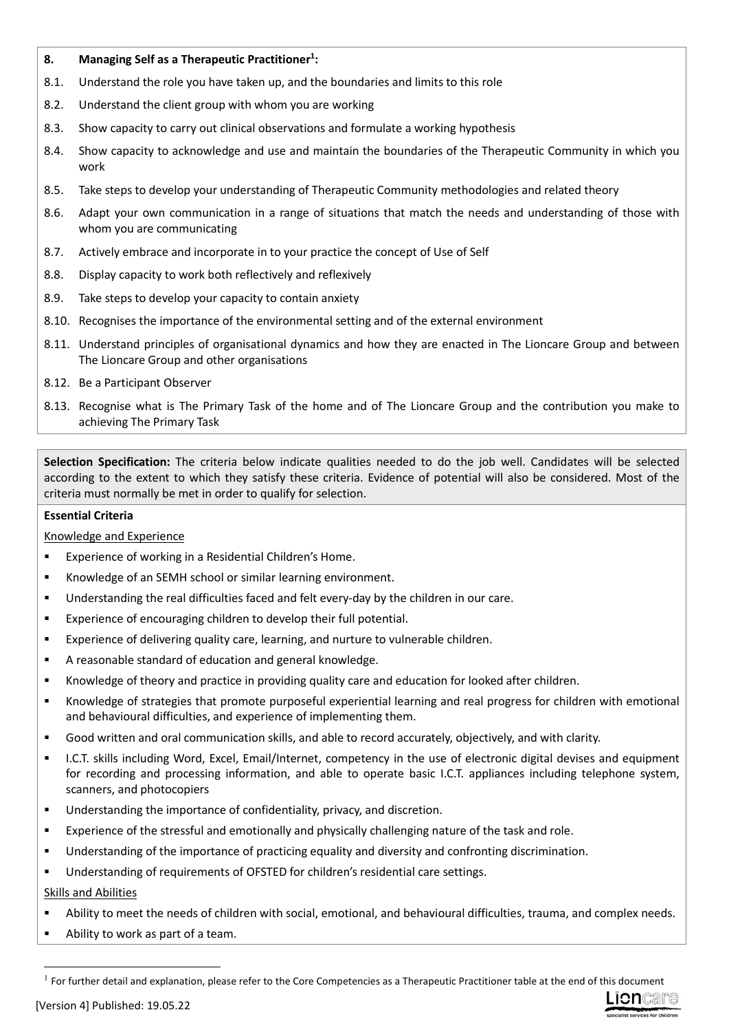**8. Managing Self as a Therapeutic Practitioner[1]:**

8.1. Understand the role you have taken up, and the boundaries and limits to this role

8.2. Understand the client group with whom you are working

8.3. Show capacity to carry out clinical observations and formulate a working hypothesis

8.4. Show capacity to acknowledge and use and maintain the boundaries of the Therapeutic Community in which you work

8.5. Take steps to develop your understanding of Therapeutic Community methodologies and related theory

8.6. Adapt your own communication in a range of situations that match the needs and understanding of those with whom you are communicating

8.7. Actively embrace and incorporate in to your practice the concept of Use of Self

8.8. Display capacity to work both reflectively and reflexively

8.9. Take steps to develop your capacity to contain anxiety

8.10. Recognises the importance of the environmental setting and of the external environment

8.11. Understand principles of organisational dynamics and how they are enacted in The Lioncare Group and between The Lioncare Group and other organisations

8.12. Be a Participant Observer

8.13. Recognise what is The Primary Task of the home and of The Lioncare Group and the contribution you make to achieving The Primary Task

**Selection Specification:** The criteria below indicate qualities needed to do the job well. Candidates will be selected according to the extent to which they satisfy these criteria. Evidence of potential will also be considered. Most of the criteria must normally be met in order to qualify for selection.

**Essential Criteria**

Knowledge and Experience

- Experience of working in a Residential Children's Home.
- Knowledge of an SEMH school or similar learning environment.
- Understanding the real difficulties faced and felt every-day by the children in our care.
- Experience of encouraging children to develop their full potential.
- Experience of delivering quality care, learning, and nurture to vulnerable children.
- A reasonable standard of education and general knowledge.
- Knowledge of theory and practice in providing quality care and education for looked after children.
- Knowledge of strategies that promote purposeful experiential learning and real progress for children with emotional and behavioural difficulties, and experience of implementing them.
- Good written and oral communication skills, and able to record accurately, objectively, and with clarity.
- I.C.T. skills including Word, Excel, Email/Internet, competency in the use of electronic digital devises and equipment for recording and processing information, and able to operate basic I.C.T. appliances including telephone system, scanners, and photocopiers
- Understanding the importance of confidentiality, privacy, and discretion.
- Experience of the stressful and emotionally and physically challenging nature of the task and role.
- Understanding of the importance of practicing equality and diversity and confronting discrimination.
- Understanding of requirements of OFSTED for children's residential care settings.

Skills and Abilities

- Ability to meet the needs of children with social, emotional, and behavioural difficulties, trauma, and complex needs.
- Ability to work as part of a team.

[1] For further detail and explanation, please refer to the Core Competencies as a Therapeutic Practitioner table at the end of this document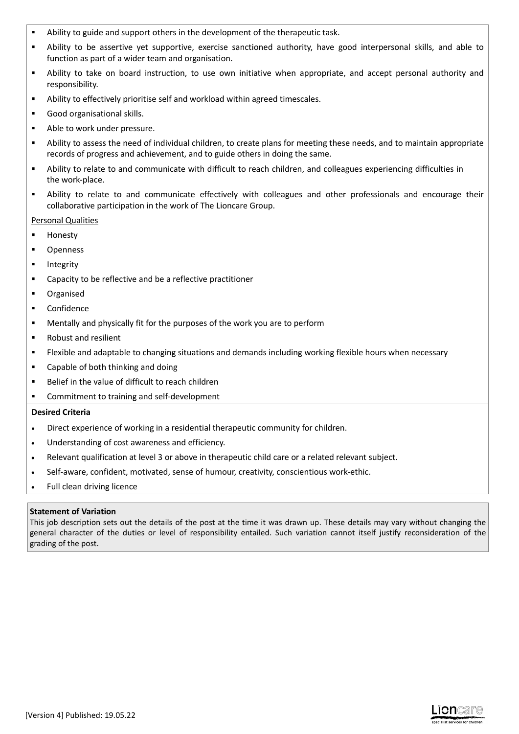- Ability to guide and support others in the development of the therapeutic task.
- Ability to be assertive yet supportive, exercise sanctioned authority, have good interpersonal skills, and able to function as part of a wider team and organisation.
- Ability to take on board instruction, to use own initiative when appropriate, and accept personal authority and responsibility.
- Ability to effectively prioritise self and workload within agreed timescales.
- Good organisational skills.
- Able to work under pressure.
- Ability to assess the need of individual children, to create plans for meeting these needs, and to maintain appropriate records of progress and achievement, and to guide others in doing the same.
- Ability to relate to and communicate with difficult to reach children, and colleagues experiencing difficulties in the work-place.
- Ability to relate to and communicate effectively with colleagues and other professionals and encourage their collaborative participation in the work of The Lioncare Group.

Personal Qualities

- Honesty
- Openness
- Integrity
- Capacity to be reflective and be a reflective practitioner
- Organised
- Confidence
- Mentally and physically fit for the purposes of the work you are to perform
- Robust and resilient
- Flexible and adaptable to changing situations and demands including working flexible hours when necessary
- Capable of both thinking and doing
- Belief in the value of difficult to reach children
- Commitment to training and self-development

**Desired Criteria**

- Direct experience of working in a residential therapeutic community for children.
- Understanding of cost awareness and efficiency.
- Relevant qualification at level 3 or above in therapeutic child care or a related relevant subject.
- Self-aware, confident, motivated, sense of humour, creativity, conscientious work-ethic.
- Full clean driving licence

**Statement of Variation**

This job description sets out the details of the post at the time it was drawn up. These details may vary without changing the general character of the duties or level of responsibility entailed. Such variation cannot itself justify reconsideration of the grading of the post.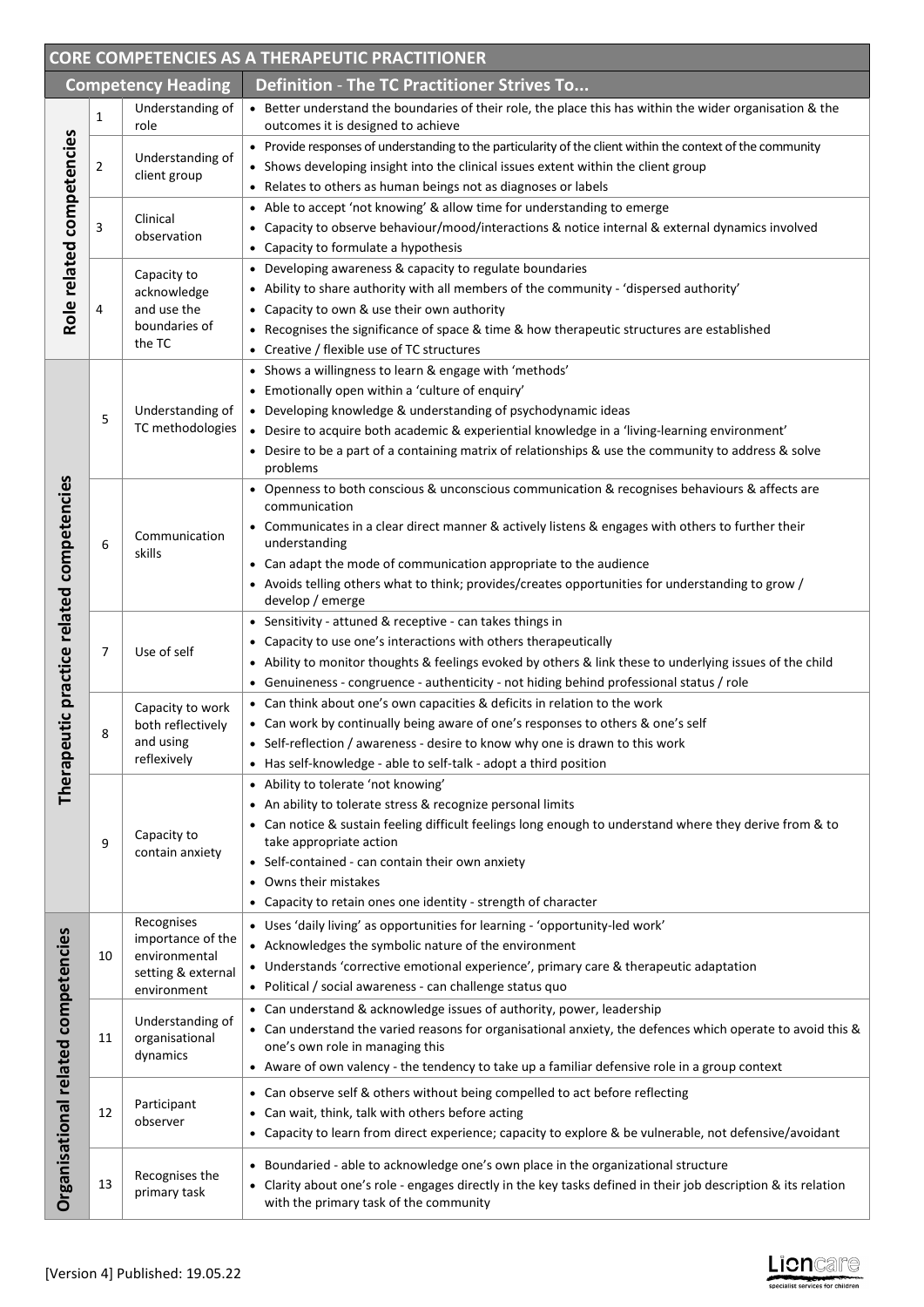| CORE COMPETENCIES AS A THERAPEUTIC PRACTITIONER | | | |
|---|---|---|---|
| **Competency Heading** | | | **Definition - The TC Practitioner Strives To...** |
| Role related competencies | 1 | Understanding of role | • Better understand the boundaries of their role, the place this has within the wider organisation & the outcomes it is designed to achieve |
| | 2 | Understanding of client group | • Provide responses of understanding to the particularity of the client within the context of the community<br>• Shows developing insight into the clinical issues extent within the client group<br>• Relates to others as human beings not as diagnoses or labels |
| | 3 | Clinical observation | • Able to accept 'not knowing' & allow time for understanding to emerge<br>• Capacity to observe behaviour/mood/interactions & notice internal & external dynamics involved<br>• Capacity to formulate a hypothesis |
| | 4 | Capacity to acknowledge and use the boundaries of the TC | • Developing awareness & capacity to regulate boundaries<br>• Ability to share authority with all members of the community - 'dispersed authority'<br>• Capacity to own & use their own authority<br>• Recognises the significance of space & time & how therapeutic structures are established<br>• Creative / flexible use of TC structures |
| Therapeutic practice related competencies | 5 | Understanding of TC methodologies | • Shows a willingness to learn & engage with 'methods'<br>• Emotionally open within a 'culture of enquiry'<br>• Developing knowledge & understanding of psychodynamic ideas<br>• Desire to acquire both academic & experiential knowledge in a 'living-learning environment'<br>• Desire to be a part of a containing matrix of relationships & use the community to address & solve problems |
| | 6 | Communication skills | • Openness to both conscious & unconscious communication & recognises behaviours & affects are communication<br>• Communicates in a clear direct manner & actively listens & engages with others to further their understanding<br>• Can adapt the mode of communication appropriate to the audience<br>• Avoids telling others what to think; provides/creates opportunities for understanding to grow / develop / emerge |
| | 7 | Use of self | • Sensitivity - attuned & receptive - can takes things in<br>• Capacity to use one's interactions with others therapeutically<br>• Ability to monitor thoughts & feelings evoked by others & link these to underlying issues of the child<br>• Genuineness - congruence - authenticity - not hiding behind professional status / role |
| | 8 | Capacity to work both reflectively and using reflexively | • Can think about one's own capacities & deficits in relation to the work<br>• Can work by continually being aware of one's responses to others & one's self<br>• Self-reflection / awareness - desire to know why one is drawn to this work<br>• Has self-knowledge - able to self-talk - adopt a third position |
| | 9 | Capacity to contain anxiety | • Ability to tolerate 'not knowing'<br>• An ability to tolerate stress & recognize personal limits<br>• Can notice & sustain feeling difficult feelings long enough to understand where they derive from & to take appropriate action<br>• Self-contained - can contain their own anxiety<br>• Owns their mistakes<br>• Capacity to retain ones one identity - strength of character |
| Organisational related competencies | 10 | Recognises importance of the environmental setting & external environment | • Uses 'daily living' as opportunities for learning - 'opportunity-led work'<br>• Acknowledges the symbolic nature of the environment<br>• Understands 'corrective emotional experience', primary care & therapeutic adaptation<br>• Political / social awareness - can challenge status quo |
| | 11 | Understanding of organisational dynamics | • Can understand & acknowledge issues of authority, power, leadership<br>• Can understand the varied reasons for organisational anxiety, the defences which operate to avoid this & one's own role in managing this<br>• Aware of own valency - the tendency to take up a familiar defensive role in a group context |
| | 12 | Participant observer | • Can observe self & others without being compelled to act before reflecting<br>• Can wait, think, talk with others before acting<br>• Capacity to learn from direct experience; capacity to explore & be vulnerable, not defensive/avoidant |
| | 13 | Recognises the primary task | • Boundaried - able to acknowledge one's own place in the organizational structure<br>• Clarity about one's role - engages directly in the key tasks defined in their job description & its relation with the primary task of the community |

[Version 4] Published: 19.05.22